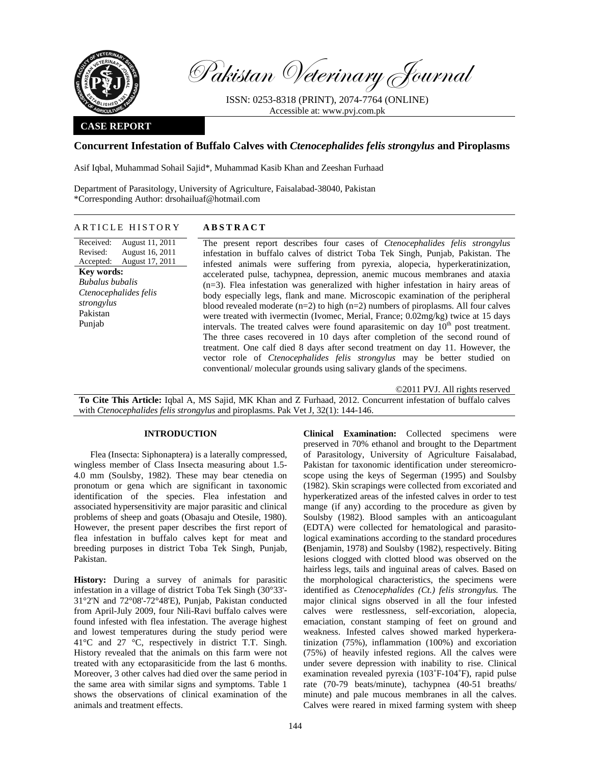# Pakistan Veterinary Journal

ISSN: 0253-8318 (PRINT), 2074-7764 (ONLINE)
Accessible at: www.pvj.com.pk

**CASE REPORT**

## Concurrent Infestation of Buffalo Calves with *Ctenocephalides felis strongylus* and Piroplasms

Asif Iqbal, Muhammad Sohail Sajid*, Muhammad Kasib Khan and Zeeshan Furhaad

Department of Parasitology, University of Agriculture, Faisalabad-38040, Pakistan
*Corresponding Author: drsohailuaf@hotmail.com

### ARTICLE HISTORY

Received: August 11, 2011
Revised: August 16, 2011
Accepted: August 17, 2011

**Key words:**
*Bubalus bubalis*
*Ctenocephalides felis strongylus*
Pakistan
Punjab

### ABSTRACT

The present report describes four cases of *Ctenocephalides felis strongylus* infestation in buffalo calves of district Toba Tek Singh, Punjab, Pakistan. The infested animals were suffering from pyrexia, alopecia, hyperkeratinization, accelerated pulse, tachypnea, depression, anemic mucous membranes and ataxia (n=3). Flea infestation was generalized with higher infestation in hairy areas of body especially legs, flank and mane. Microscopic examination of the peripheral blood revealed moderate (n=2) to high (n=2) numbers of piroplasms. All four calves were treated with ivermectin (Ivomec, Merial, France; 0.02mg/kg) twice at 15 days intervals. The treated calves were found aparasitemic on day 10$^{th}$ post treatment. The three cases recovered in 10 days after completion of the second round of treatment. One calf died 8 days after second treatment on day 11. However, the vector role of *Ctenocephalides felis strongylus* may be better studied on conventional/ molecular grounds using salivary glands of the specimens.

©2011 PVJ. All rights reserved

**To Cite This Article:** Iqbal A, MS Sajid, MK Khan and Z Furhaad, 2012. Concurrent infestation of buffalo calves with *Ctenocephalides felis strongylus* and piroplasms. Pak Vet J, 32(1): 144-146.

## INTRODUCTION

Flea (Insecta: Siphonaptera) is a laterally compressed, wingless member of Class Insecta measuring about 1.5-4.0 mm (Soulsby, 1982). These may bear ctenedia on pronotum or gena which are significant in taxonomic identification of the species. Flea infestation and associated hypersensitivity are major parasitic and clinical problems of sheep and goats (Obasaju and Otesile, 1980). However, the present paper describes the first report of flea infestation in buffalo calves kept for meat and breeding purposes in district Toba Tek Singh, Punjab, Pakistan.

**History:** During a survey of animals for parasitic infestation in a village of district Toba Tek Singh (30°33'-31°2'N and 72°08'-72°48'E), Punjab, Pakistan conducted from April-July 2009, four Nili-Ravi buffalo calves were found infested with flea infestation. The average highest and lowest temperatures during the study period were 41°C and 27 °C, respectively in district T.T. Singh. History revealed that the animals on this farm were not treated with any ectoparasiticide from the last 6 months. Moreover, 3 other calves had died over the same period in the same area with similar signs and symptoms. Table 1 shows the observations of clinical examination of the animals and treatment effects.

**Clinical Examination:** Collected specimens were preserved in 70% ethanol and brought to the Department of Parasitology, University of Agriculture Faisalabad, Pakistan for taxonomic identification under stereomicroscope using the keys of Segerman (1995) and Soulsby (1982). Skin scrapings were collected from excoriated and hyperkeratized areas of the infested calves in order to test mange (if any) according to the procedure as given by Soulsby (1982). Blood samples with an anticoagulant (EDTA) were collected for hematological and parasitological examinations according to the standard procedures **(**Benjamin, 1978) and Soulsby (1982), respectively. Biting lesions clogged with clotted blood was observed on the hairless legs, tails and inguinal areas of calves. Based on the morphological characteristics, the specimens were identified as *Ctenocephalides (Ct.) felis strongylus.* The major clinical signs observed in all the four infested calves were restlessness, self-excoriation, alopecia, emaciation, constant stamping of feet on ground and weakness. Infested calves showed marked hyperkeratinization (75%), inflammation (100%) and excoriation (75%) of heavily infested regions. All the calves were under severe depression with inability to rise. Clinical examination revealed pyrexia (103˚F-104˚F), rapid pulse rate (70-79 beats/minute), tachypnea (40-51 breaths/ minute) and pale mucous membranes in all the calves. Calves were reared in mixed farming system with sheep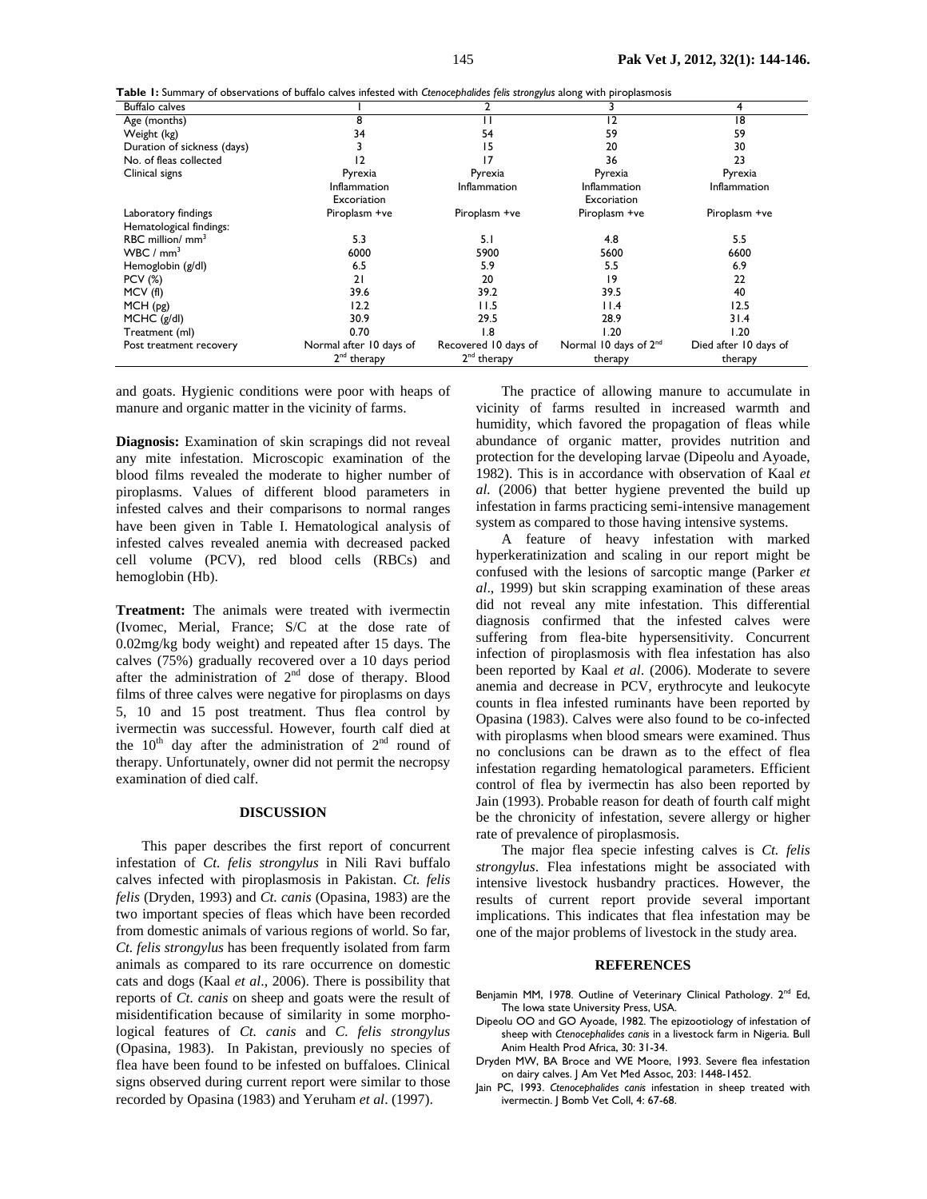**Table 1:** Summary of observations of buffalo calves infested with *Ctenocephalides felis strongylus* along with piroplasmosis

| Buffalo calves | 1 | 2 | 3 | 4 |
|---|---|---|---|---|
| Age (months) | 8 | 11 | 12 | 18 |
| Weight (kg) | 34 | 54 | 59 | 59 |
| Duration of sickness (days) | 3 | 15 | 20 | 30 |
| No. of fleas collected | 12 | 17 | 36 | 23 |
| Clinical signs | Pyrexia<br>Inflammation<br>Excoriation | Pyrexia<br>Inflammation | Pyrexia<br>Inflammation<br>Excoriation | Pyrexia<br>Inflammation |
| Laboratory findings | Piroplasm +ve | Piroplasm +ve | Piroplasm +ve | Piroplasm +ve |
| Hematological findings: | | | | |
| RBC million/ $mm^3$ | 5.3 | 5.1 | 4.8 | 5.5 |
| WBC / $mm^3$ | 6000 | 5900 | 5600 | 6600 |
| Hemoglobin (g/dl) | 6.5 | 5.9 | 5.5 | 6.9 |
| PCV (%) | 21 | 20 | 19 | 22 |
| MCV (fl) | 39.6 | 39.2 | 39.5 | 40 |
| MCH (pg) | 12.2 | 11.5 | 11.4 | 12.5 |
| MCHC (g/dl) | 30.9 | 29.5 | 28.9 | 31.4 |
| Treatment (ml) | 0.70 | 1.8 | 1.20 | 1.20 |
| Post treatment recovery | Normal after 10 days of 2nd therapy | Recovered 10 days of 2nd therapy | Normal 10 days of 2nd therapy | Died after 10 days of therapy |

and goats. Hygienic conditions were poor with heaps of manure and organic matter in the vicinity of farms.

**Diagnosis:** Examination of skin scrapings did not reveal any mite infestation. Microscopic examination of the blood films revealed the moderate to higher number of piroplasms. Values of different blood parameters in infested calves and their comparisons to normal ranges have been given in Table I. Hematological analysis of infested calves revealed anemia with decreased packed cell volume (PCV), red blood cells (RBCs) and hemoglobin (Hb).

**Treatment:** The animals were treated with ivermectin (Ivomec, Merial, France; S/C at the dose rate of 0.02mg/kg body weight) and repeated after 15 days. The calves (75%) gradually recovered over a 10 days period after the administration of 2nd dose of therapy. Blood films of three calves were negative for piroplasms on days 5, 10 and 15 post treatment. Thus flea control by ivermectin was successful. However, fourth calf died at the 10th day after the administration of 2nd round of therapy. Unfortunately, owner did not permit the necropsy examination of died calf.

## DISCUSSION

This paper describes the first report of concurrent infestation of *Ct. felis strongylus* in Nili Ravi buffalo calves infected with piroplasmosis in Pakistan. *Ct. felis felis* (Dryden, 1993) and *Ct. canis* (Opasina, 1983) are the two important species of fleas which have been recorded from domestic animals of various regions of world. So far, *Ct. felis strongylus* has been frequently isolated from farm animals as compared to its rare occurrence on domestic cats and dogs (Kaal *et al*., 2006). There is possibility that reports of *Ct. canis* on sheep and goats were the result of misidentification because of similarity in some morphological features of *Ct. canis* and *C. felis strongylus* (Opasina, 1983). In Pakistan, previously no species of flea have been found to be infested on buffaloes. Clinical signs observed during current report were similar to those recorded by Opasina (1983) and Yeruham *et al*. (1997).

The practice of allowing manure to accumulate in vicinity of farms resulted in increased warmth and humidity, which favored the propagation of fleas while abundance of organic matter, provides nutrition and protection for the developing larvae (Dipeolu and Ayoade, 1982). This is in accordance with observation of Kaal *et al.* (2006) that better hygiene prevented the build up infestation in farms practicing semi-intensive management system as compared to those having intensive systems.

A feature of heavy infestation with marked hyperkeratinization and scaling in our report might be confused with the lesions of sarcoptic mange (Parker *et al*., 1999) but skin scrapping examination of these areas did not reveal any mite infestation. This differential diagnosis confirmed that the infested calves were suffering from flea-bite hypersensitivity. Concurrent infection of piroplasmosis with flea infestation has also been reported by Kaal *et al*. (2006). Moderate to severe anemia and decrease in PCV, erythrocyte and leukocyte counts in flea infested ruminants have been reported by Opasina (1983). Calves were also found to be co-infected with piroplasms when blood smears were examined. Thus no conclusions can be drawn as to the effect of flea infestation regarding hematological parameters. Efficient control of flea by ivermectin has also been reported by Jain (1993). Probable reason for death of fourth calf might be the chronicity of infestation, severe allergy or higher rate of prevalence of piroplasmosis.

The major flea specie infesting calves is *Ct. felis strongylus*. Flea infestations might be associated with intensive livestock husbandry practices. However, the results of current report provide several important implications. This indicates that flea infestation may be one of the major problems of livestock in the study area.

## REFERENCES

- Benjamin MM, 1978. Outline of Veterinary Clinical Pathology. 2nd Ed, The Iowa state University Press, USA.
- Dipeolu OO and GO Ayoade, 1982. The epizootiology of infestation of sheep with *Ctenocephalides canis* in a livestock farm in Nigeria. Bull Anim Health Prod Africa, 30: 31-34.
- Dryden MW, BA Broce and WE Moore, 1993. Severe flea infestation on dairy calves. J Am Vet Med Assoc, 203: 1448-1452.
- Jain PC, 1993. *Ctenocephalides canis* infestation in sheep treated with ivermectin. J Bomb Vet Coll, 4: 67-68.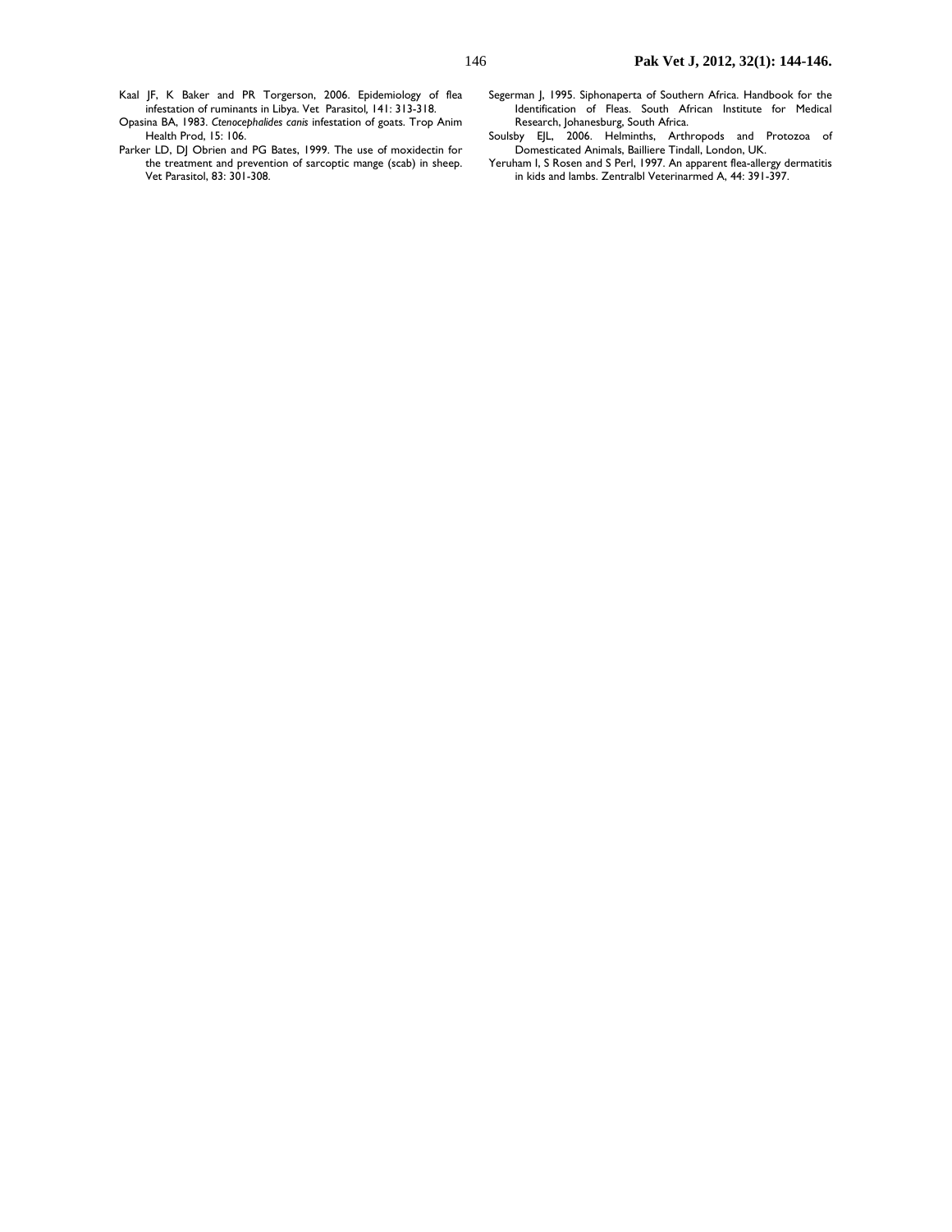Kaal JF, K Baker and PR Torgerson, 2006. Epidemiology of flea infestation of ruminants in Libya. Vet Parasitol, 141: 313-318.

Opasina BA, 1983. *Ctenocephalides canis* infestation of goats. Trop Anim Health Prod, 15: 106.

Parker LD, DJ Obrien and PG Bates, 1999. The use of moxidectin for the treatment and prevention of sarcoptic mange (scab) in sheep. Vet Parasitol, 83: 301-308.

Segerman J, 1995. Siphonaperta of Southern Africa. Handbook for the Identification of Fleas. South African Institute for Medical Research, Johanesburg, South Africa.

Soulsby EJL, 2006. Helminths, Arthropods and Protozoa of Domesticated Animals, Bailliere Tindall, London, UK.

Yeruham I, S Rosen and S Perl, 1997. An apparent flea-allergy dermatitis in kids and lambs. Zentralbl Veterinarmed A, 44: 391-397.